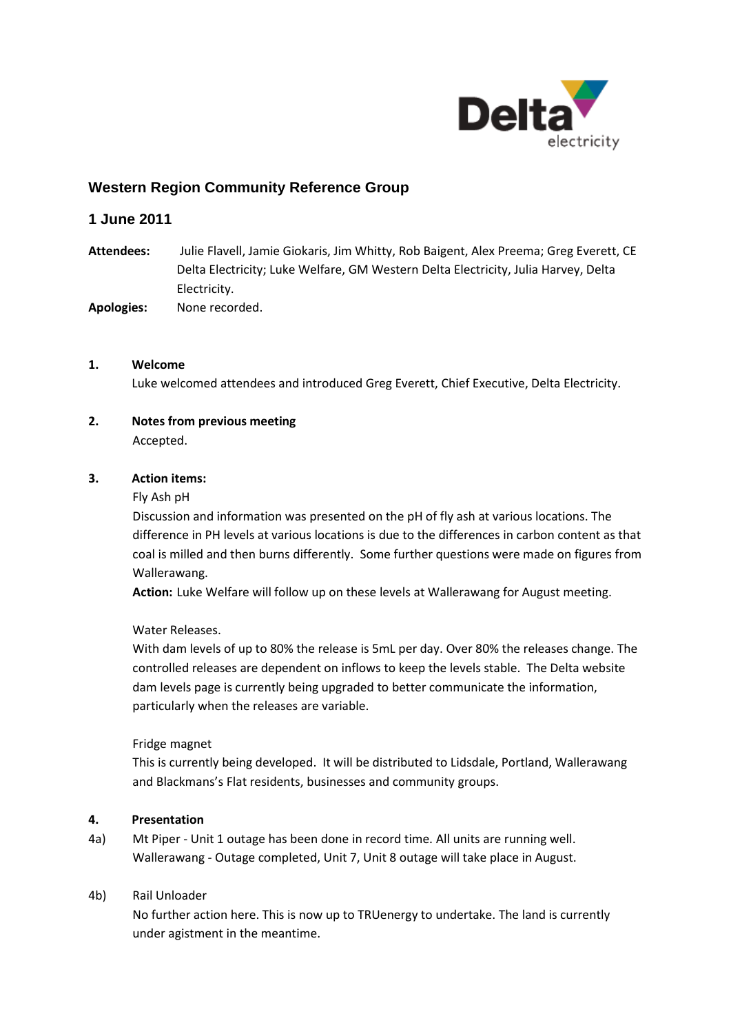# Western Region Community Reference Group

## 1 June 2011

**Attendees:** Julie Flavell, Jamie Giokaris, Jim Whitty, Rob Baigent, Alex Preema; Greg Everett, CE Delta Electricity; Luke Welfare, GM Western Delta Electricity, Julia Harvey, Delta Electricity.

**Apologies:** None recorded.

**1. Welcome**

Luke welcomed attendees and introduced Greg Everett, Chief Executive, Delta Electricity.

**2. Notes from previous meeting**

Accepted.

**3. Action items:**

Fly Ash pH

Discussion and information was presented on the pH of fly ash at various locations. The difference in PH levels at various locations is due to the differences in carbon content as that coal is milled and then burns differently. Some further questions were made on figures from Wallerawang.

**Action:** Luke Welfare will follow up on these levels at Wallerawang for August meeting.

Water Releases.

With dam levels of up to 80% the release is 5mL per day. Over 80% the releases change. The controlled releases are dependent on inflows to keep the levels stable. The Delta website dam levels page is currently being upgraded to better communicate the information, particularly when the releases are variable.

Fridge magnet

This is currently being developed. It will be distributed to Lidsdale, Portland, Wallerawang and Blackmans's Flat residents, businesses and community groups.

**4. Presentation**

4a) Mt Piper - Unit 1 outage has been done in record time. All units are running well. Wallerawang - Outage completed, Unit 7, Unit 8 outage will take place in August.

4b) Rail Unloader

No further action here. This is now up to TRUenergy to undertake. The land is currently under agistment in the meantime.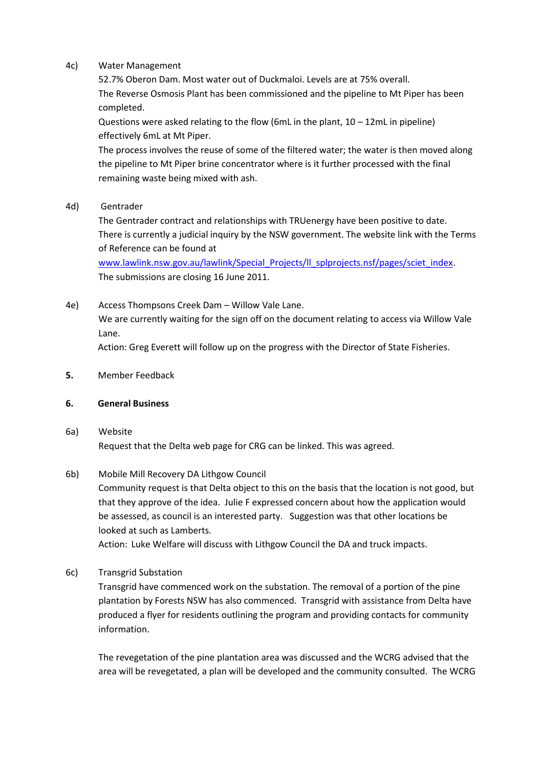4c) Water Management

52.7% Oberon Dam. Most water out of Duckmaloi. Levels are at 75% overall.

The Reverse Osmosis Plant has been commissioned and the pipeline to Mt Piper has been completed.

Questions were asked relating to the flow (6mL in the plant, 10 – 12mL in pipeline) effectively 6mL at Mt Piper.

The process involves the reuse of some of the filtered water; the water is then moved along the pipeline to Mt Piper brine concentrator where is it further processed with the final remaining waste being mixed with ash.

4d) Gentrader

The Gentrader contract and relationships with TRUenergy have been positive to date. There is currently a judicial inquiry by the NSW government. The website link with the Terms of Reference can be found at www.lawlink.nsw.gov.au/lawlink/Special_Projects/ll_splprojects.nsf/pages/sciet_index. The submissions are closing 16 June 2011.

4e) Access Thompsons Creek Dam – Willow Vale Lane.

We are currently waiting for the sign off on the document relating to access via Willow Vale Lane.

Action: Greg Everett will follow up on the progress with the Director of State Fisheries.

**5.** Member Feedback

**6. General Business**

6a) Website

Request that the Delta web page for CRG can be linked. This was agreed.

6b) Mobile Mill Recovery DA Lithgow Council

Community request is that Delta object to this on the basis that the location is not good, but that they approve of the idea. Julie F expressed concern about how the application would be assessed, as council is an interested party. Suggestion was that other locations be looked at such as Lamberts.

Action: Luke Welfare will discuss with Lithgow Council the DA and truck impacts.

6c) Transgrid Substation

Transgrid have commenced work on the substation. The removal of a portion of the pine plantation by Forests NSW has also commenced. Transgrid with assistance from Delta have produced a flyer for residents outlining the program and providing contacts for community information.

The revegetation of the pine plantation area was discussed and the WCRG advised that the area will be revegetated, a plan will be developed and the community consulted. The WCRG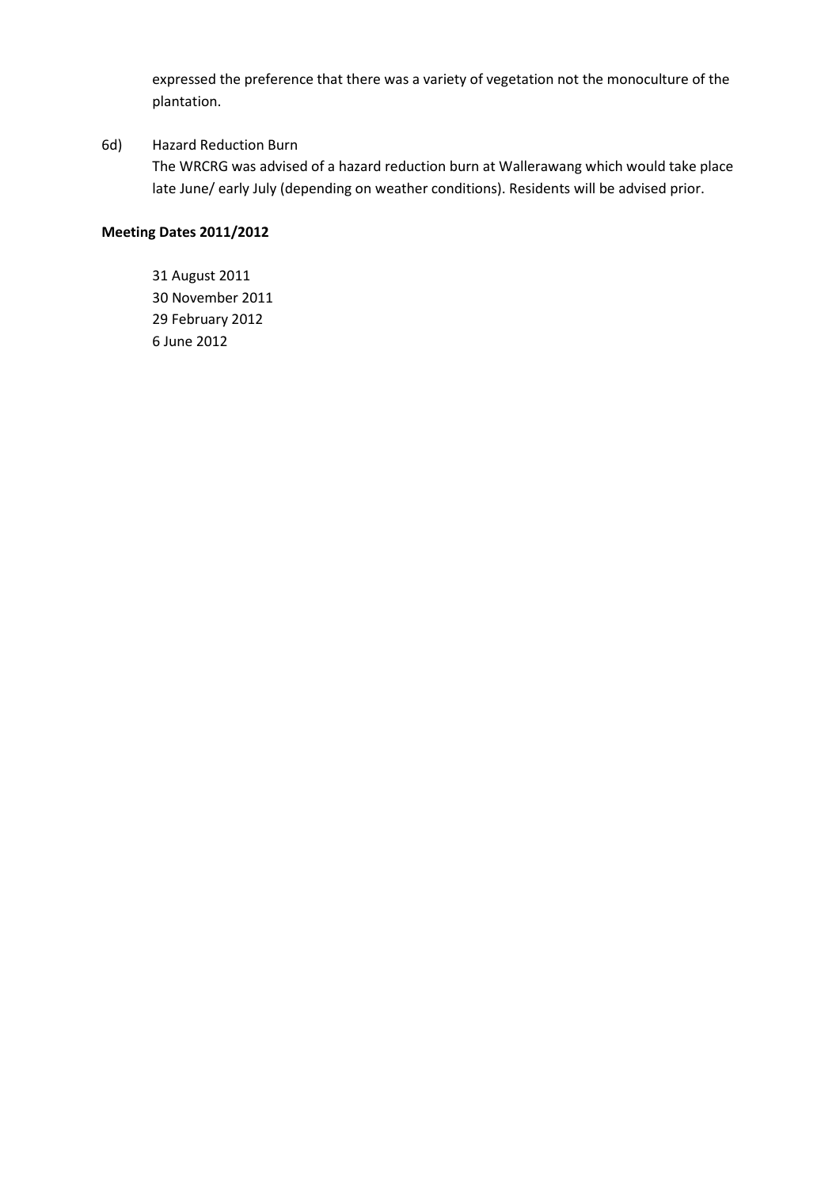expressed the preference that there was a variety of vegetation not the monoculture of the plantation.

6d) Hazard Reduction Burn

The WRCRG was advised of a hazard reduction burn at Wallerawang which would take place late June/ early July (depending on weather conditions). Residents will be advised prior.

**Meeting Dates 2011/2012**

31 August 2011
30 November 2011
29 February 2012
6 June 2012